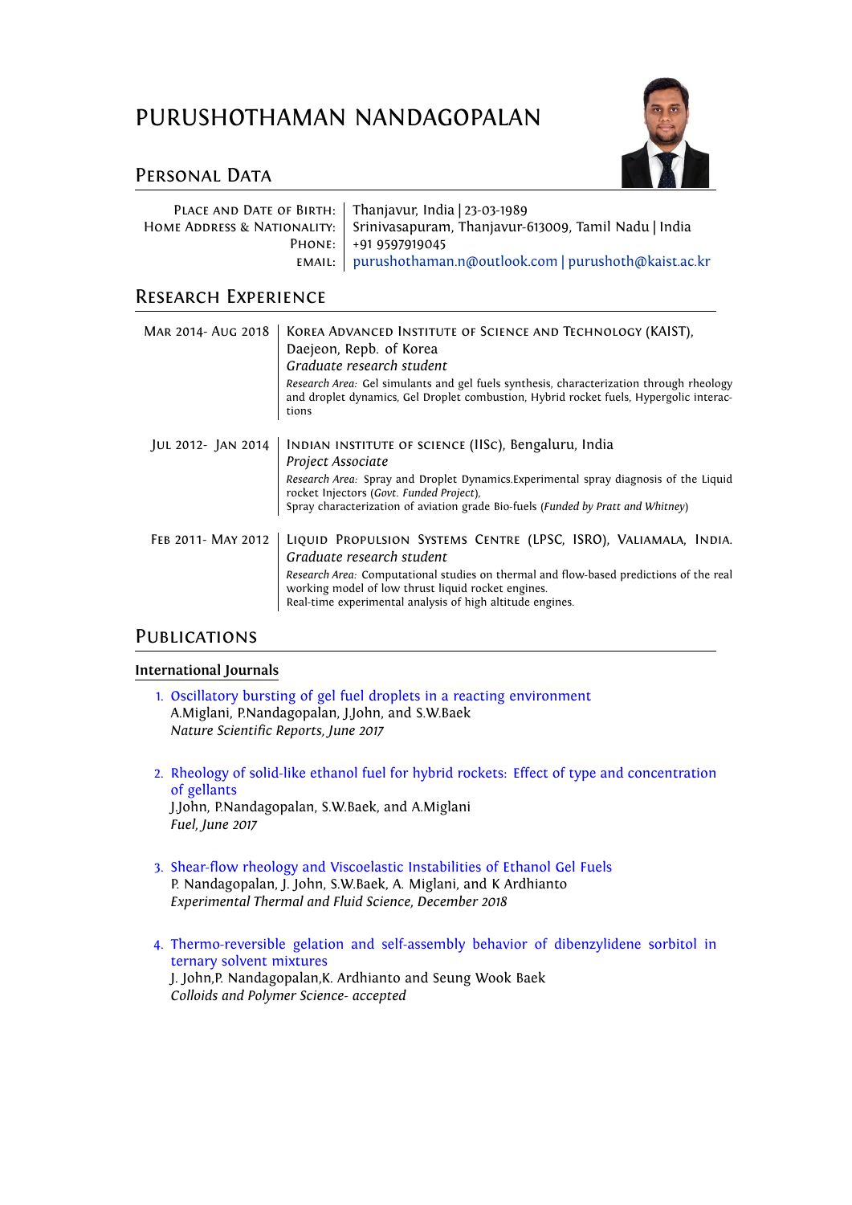# PURUSHOTHAMAN NANDAGOPALAN

## Personal Data

| | |
|---|---|
| Place and Date of Birth: | Thanjavur, India \| 23-03-1989 |
| Home Address & Nationality: | Srinivasapuram, Thanjavur-613009, Tamil Nadu \| India |
| Phone: | +91 9597919045 |
| email: | purushothaman.n@outlook.com \| purushoth@kaist.ac.kr |

## Research Experience

**Mar 2014- Aug 2018** — Korea Advanced Institute of Science and Technology (KAIST), Daejeon, Repb. of Korea
*Graduate research student*
*Research Area:* Gel simulants and gel fuels synthesis, characterization through rheology and droplet dynamics, Gel Droplet combustion, Hybrid rocket fuels, Hypergolic interactions

**Jul 2012- Jan 2014** — Indian institute of science (IISc), Bengaluru, India
*Project Associate*
*Research Area:* Spray and Droplet Dynamics.Experimental spray diagnosis of the Liquid rocket Injectors (*Govt. Funded Project*),
Spray characterization of aviation grade Bio-fuels (*Funded by Pratt and Whitney*)

**Feb 2011- May 2012** — Liquid Propulsion Systems Centre (LPSC, ISRO), Valiamala, India.
*Graduate research student*
*Research Area:* Computational studies on thermal and flow-based predictions of the real working model of low thrust liquid rocket engines.
Real-time experimental analysis of high altitude engines.

## Publications

### International Journals

1. Oscillatory bursting of gel fuel droplets in a reacting environment
   A.Miglani, P.Nandagopalan, J.John, and S.W.Baek
   *Nature Scientific Reports, June 2017*

2. Rheology of solid-like ethanol fuel for hybrid rockets: Effect of type and concentration of gellants
   J.John, P.Nandagopalan, S.W.Baek, and A.Miglani
   *Fuel, June 2017*

3. Shear-flow rheology and Viscoelastic Instabilities of Ethanol Gel Fuels
   P. Nandagopalan, J. John, S.W.Baek, A. Miglani, and K Ardhianto
   *Experimental Thermal and Fluid Science, December 2018*

4. Thermo-reversible gelation and self-assembly behavior of dibenzylidene sorbitol in ternary solvent mixtures
   J. John,P. Nandagopalan,K. Ardhianto and Seung Wook Baek
   *Colloids and Polymer Science- accepted*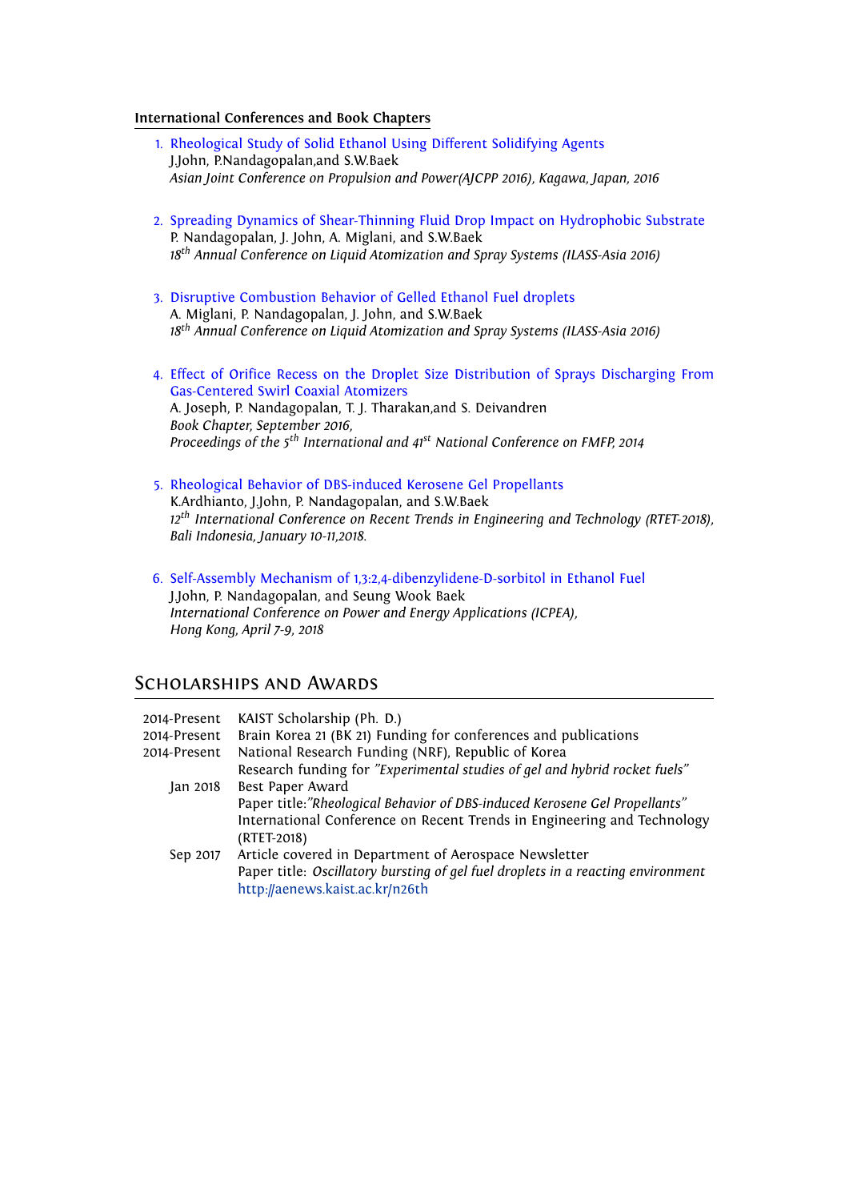### International Conferences and Book Chapters

1. Rheological Study of Solid Ethanol Using Different Solidifying Agents
   J.John, P.Nandagopalan,and S.W.Baek
   *Asian Joint Conference on Propulsion and Power(AJCPP 2016), Kagawa, Japan, 2016*

2. Spreading Dynamics of Shear-Thinning Fluid Drop Impact on Hydrophobic Substrate
   P. Nandagopalan, J. John, A. Miglani, and S.W.Baek
   *18$^{th}$ Annual Conference on Liquid Atomization and Spray Systems (ILASS-Asia 2016)*

3. Disruptive Combustion Behavior of Gelled Ethanol Fuel droplets
   A. Miglani, P. Nandagopalan, J. John, and S.W.Baek
   *18$^{th}$ Annual Conference on Liquid Atomization and Spray Systems (ILASS-Asia 2016)*

4. Effect of Orifice Recess on the Droplet Size Distribution of Sprays Discharging From Gas-Centered Swirl Coaxial Atomizers
   A. Joseph, P. Nandagopalan, T. J. Tharakan,and S. Deivandren
   *Book Chapter, September 2016,*
   *Proceedings of the 5$^{th}$ International and 41$^{st}$ National Conference on FMFP, 2014*

5. Rheological Behavior of DBS-induced Kerosene Gel Propellants
   K.Ardhianto, J.John, P. Nandagopalan, and S.W.Baek
   *12$^{th}$ International Conference on Recent Trends in Engineering and Technology (RTET-2018), Bali Indonesia, January 10-11,2018.*

6. Self-Assembly Mechanism of 1,3:2,4-dibenzylidene-D-sorbitol in Ethanol Fuel
   J.John, P. Nandagopalan, and Seung Wook Baek
   *International Conference on Power and Energy Applications (ICPEA),*
   *Hong Kong, April 7-9, 2018*

## Scholarships and Awards

| | |
|---|---|
| 2014-Present | KAIST Scholarship (Ph. D.) |
| 2014-Present | Brain Korea 21 (BK 21) Funding for conferences and publications |
| 2014-Present | National Research Funding (NRF), Republic of Korea<br>Research funding for *"Experimental studies of gel and hybrid rocket fuels"* |
| Jan 2018 | Best Paper Award<br>Paper title:*"Rheological Behavior of DBS-induced Kerosene Gel Propellants"*<br>International Conference on Recent Trends in Engineering and Technology (RTET-2018) |
| Sep 2017 | Article covered in Department of Aerospace Newsletter<br>Paper title: *Oscillatory bursting of gel fuel droplets in a reacting environment*<br>http://aenews.kaist.ac.kr/n26th |